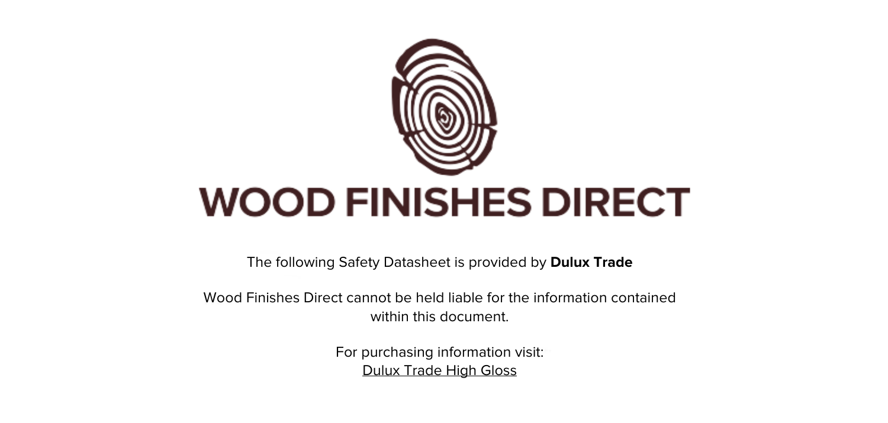# WOOD FINISHES DIRECT

The following Safety Datasheet is provided by **Dulux Trade**

Wood Finishes Direct cannot be held liable for the information contained within this document.

For purchasing information visit:
Dulux Trade High Gloss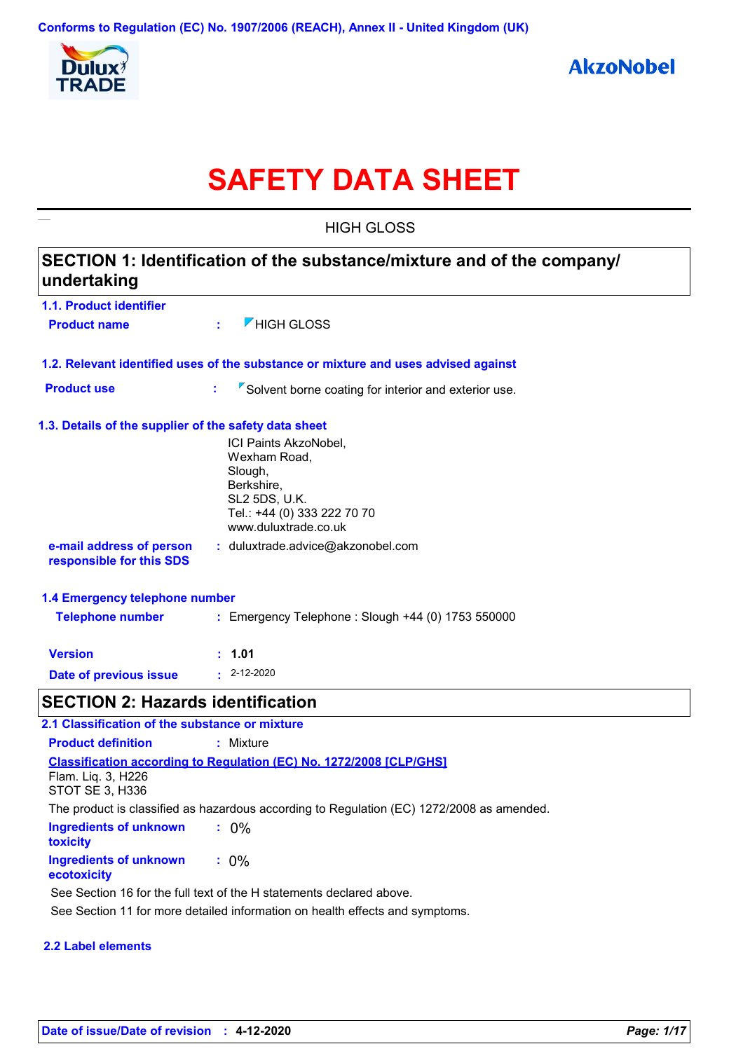Conforms to Regulation (EC) No. 1907/2006 (REACH), Annex II - United Kingdom (UK)

Dulux TRADE

AkzoNobel

# SAFETY DATA SHEET

HIGH GLOSS

## SECTION 1: Identification of the substance/mixture and of the company/ undertaking

### 1.1. Product identifier

**Product name** : HIGH GLOSS

### 1.2. Relevant identified uses of the substance or mixture and uses advised against

**Product use** : Solvent borne coating for interior and exterior use.

### 1.3. Details of the supplier of the safety data sheet

ICI Paints AkzoNobel,
Wexham Road,
Slough,
Berkshire,
SL2 5DS, U.K.
Tel.: +44 (0) 333 222 70 70
www.duluxtrade.co.uk

**e-mail address of person responsible for this SDS** : duluxtrade.advice@akzonobel.com

### 1.4 Emergency telephone number

**Telephone number** : Emergency Telephone : Slough +44 (0) 1753 550000

**Version** : **1.01**

**Date of previous issue** : 2-12-2020

## SECTION 2: Hazards identification

### 2.1 Classification of the substance or mixture

**Product definition** : Mixture

**Classification according to Regulation (EC) No. 1272/2008 [CLP/GHS]**

Flam. Liq. 3, H226
STOT SE 3, H336

The product is classified as hazardous according to Regulation (EC) 1272/2008 as amended.

**Ingredients of unknown toxicity** : 0%

**Ingredients of unknown ecotoxicity** : 0%

See Section 16 for the full text of the H statements declared above.

See Section 11 for more detailed information on health effects and symptoms.

### 2.2 Label elements

**Date of issue/Date of revision** : **4-12-2020**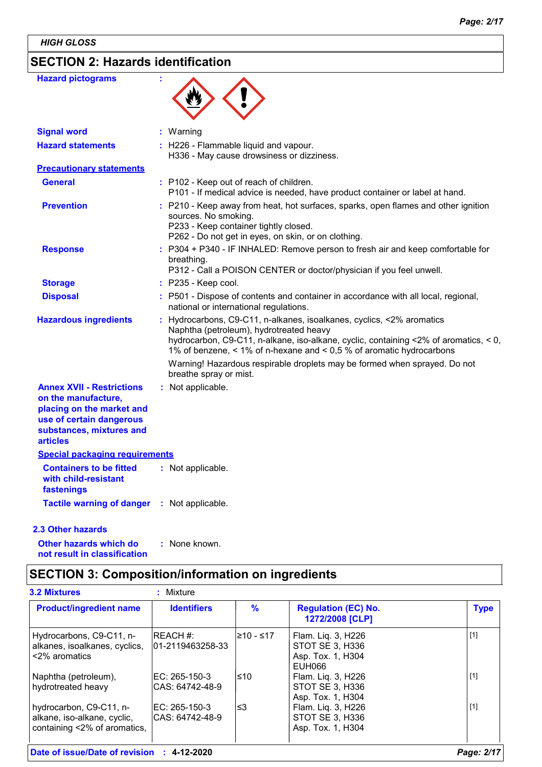HIGH GLOSS

## SECTION 2: Hazards identification

**Hazard pictograms** :

**Signal word** : Warning

**Hazard statements** : H226 - Flammable liquid and vapour.
H336 - May cause drowsiness or dizziness.

**Precautionary statements**

**General** : P102 - Keep out of reach of children.
P101 - If medical advice is needed, have product container or label at hand.

**Prevention** : P210 - Keep away from heat, hot surfaces, sparks, open flames and other ignition sources. No smoking.
P233 - Keep container tightly closed.
P262 - Do not get in eyes, on skin, or on clothing.

**Response** : P304 + P340 - IF INHALED: Remove person to fresh air and keep comfortable for breathing.
P312 - Call a POISON CENTER or doctor/physician if you feel unwell.

**Storage** : P235 - Keep cool.

**Disposal** : P501 - Dispose of contents and container in accordance with all local, regional, national or international regulations.

**Hazardous ingredients** : Hydrocarbons, C9-C11, n-alkanes, isoalkanes, cyclics, <2% aromatics
Naphtha (petroleum), hydrotreated heavy
hydrocarbon, C9-C11, n-alkane, iso-alkane, cyclic, containing <2% of aromatics, < 0, 1% of benzene, < 1% of n-hexane and < 0,5 % of aromatic hydrocarbons

Warning! Hazardous respirable droplets may be formed when sprayed. Do not breathe spray or mist.

**Annex XVII - Restrictions on the manufacture, placing on the market and use of certain dangerous substances, mixtures and articles** : Not applicable.

**Special packaging requirements**

**Containers to be fitted with child-resistant fastenings** : Not applicable.

**Tactile warning of danger** : Not applicable.

### 2.3 Other hazards

**Other hazards which do not result in classification** : None known.

## SECTION 3: Composition/information on ingredients

**3.2 Mixtures** : Mixture

| Product/ingredient name | Identifiers | % | Regulation (EC) No. 1272/2008 [CLP] | Type |
|---|---|---|---|---|
| Hydrocarbons, C9-C11, n-alkanes, isoalkanes, cyclics, <2% aromatics | REACH #: 01-2119463258-33 | ≥10 - ≤17 | Flam. Liq. 3, H226<br>STOT SE 3, H336<br>Asp. Tox. 1, H304<br>EUH066 | [1] |
| Naphtha (petroleum), hydrotreated heavy | EC: 265-150-3<br>CAS: 64742-48-9 | ≤10 | Flam. Liq. 3, H226<br>STOT SE 3, H336<br>Asp. Tox. 1, H304 | [1] |
| hydrocarbon, C9-C11, n-alkane, iso-alkane, cyclic, containing <2% of aromatics, | EC: 265-150-3<br>CAS: 64742-48-9 | ≤3 | Flam. Liq. 3, H226<br>STOT SE 3, H336<br>Asp. Tox. 1, H304 | [1] |

**Date of issue/Date of revision** : **4-12-2020**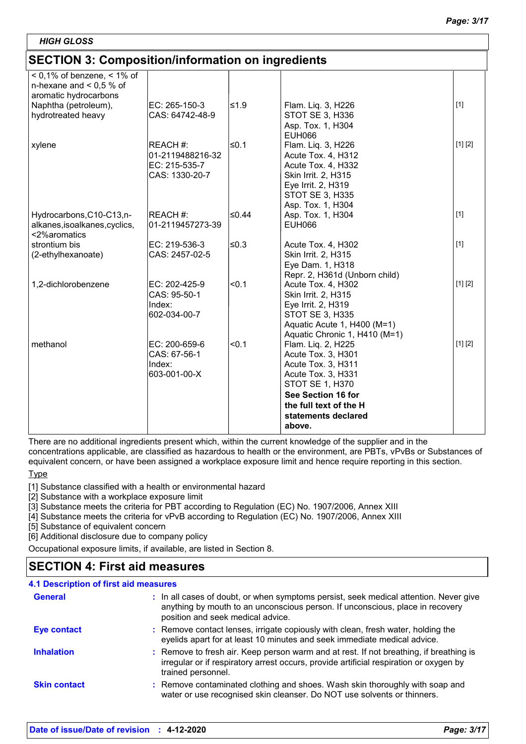HIGH GLOSS

## SECTION 3: Composition/information on ingredients

| | | | | |
|---|---|---|---|---|
| < 0,1% of benzene, < 1% of n-hexane and < 0,5 % of aromatic hydrocarbons | | | | |
| Naphtha (petroleum), hydrotreated heavy | EC: 265-150-3<br>CAS: 64742-48-9 | ≤1.9 | Flam. Liq. 3, H226<br>STOT SE 3, H336<br>Asp. Tox. 1, H304<br>EUH066 | [1] |
| xylene | REACH #: 01-2119488216-32<br>EC: 215-535-7<br>CAS: 1330-20-7 | ≤0.1 | Flam. Liq. 3, H226<br>Acute Tox. 4, H312<br>Acute Tox. 4, H332<br>Skin Irrit. 2, H315<br>Eye Irrit. 2, H319<br>STOT SE 3, H335<br>Asp. Tox. 1, H304 | [1] [2] |
| Hydrocarbons,C10-C13,n-alkanes,isoalkanes,cyclics, <2%aromatics | REACH #: 01-2119457273-39 | ≤0.44 | Asp. Tox. 1, H304<br>EUH066 | [1] |
| strontium bis (2-ethylhexanoate) | EC: 219-536-3<br>CAS: 2457-02-5 | ≤0.3 | Acute Tox. 4, H302<br>Skin Irrit. 2, H315<br>Eye Dam. 1, H318<br>Repr. 2, H361d (Unborn child) | [1] |
| 1,2-dichlorobenzene | EC: 202-425-9<br>CAS: 95-50-1<br>Index: 602-034-00-7 | <0.1 | Acute Tox. 4, H302<br>Skin Irrit. 2, H315<br>Eye Irrit. 2, H319<br>STOT SE 3, H335<br>Aquatic Acute 1, H400 (M=1)<br>Aquatic Chronic 1, H410 (M=1) | [1] [2] |
| methanol | EC: 200-659-6<br>CAS: 67-56-1<br>Index: 603-001-00-X | <0.1 | Flam. Liq. 2, H225<br>Acute Tox. 3, H301<br>Acute Tox. 3, H311<br>Acute Tox. 3, H331<br>STOT SE 1, H370<br>**See Section 16 for the full text of the H statements declared above.** | [1] [2] |

There are no additional ingredients present which, within the current knowledge of the supplier and in the concentrations applicable, are classified as hazardous to health or the environment, are PBTs, vPvBs or Substances of equivalent concern, or have been assigned a workplace exposure limit and hence require reporting in this section.

Type

[1] Substance classified with a health or environmental hazard
[2] Substance with a workplace exposure limit
[3] Substance meets the criteria for PBT according to Regulation (EC) No. 1907/2006, Annex XIII
[4] Substance meets the criteria for vPvB according to Regulation (EC) No. 1907/2006, Annex XIII
[5] Substance of equivalent concern
[6] Additional disclosure due to company policy

Occupational exposure limits, if available, are listed in Section 8.

## SECTION 4: First aid measures

### 4.1 Description of first aid measures

**General** : In all cases of doubt, or when symptoms persist, seek medical attention. Never give anything by mouth to an unconscious person. If unconscious, place in recovery position and seek medical advice.

**Eye contact** : Remove contact lenses, irrigate copiously with clean, fresh water, holding the eyelids apart for at least 10 minutes and seek immediate medical advice.

**Inhalation** : Remove to fresh air. Keep person warm and at rest. If not breathing, if breathing is irregular or if respiratory arrest occurs, provide artificial respiration or oxygen by trained personnel.

**Skin contact** : Remove contaminated clothing and shoes. Wash skin thoroughly with soap and water or use recognised skin cleanser. Do NOT use solvents or thinners.

**Date of issue/Date of revision : 4-12-2020**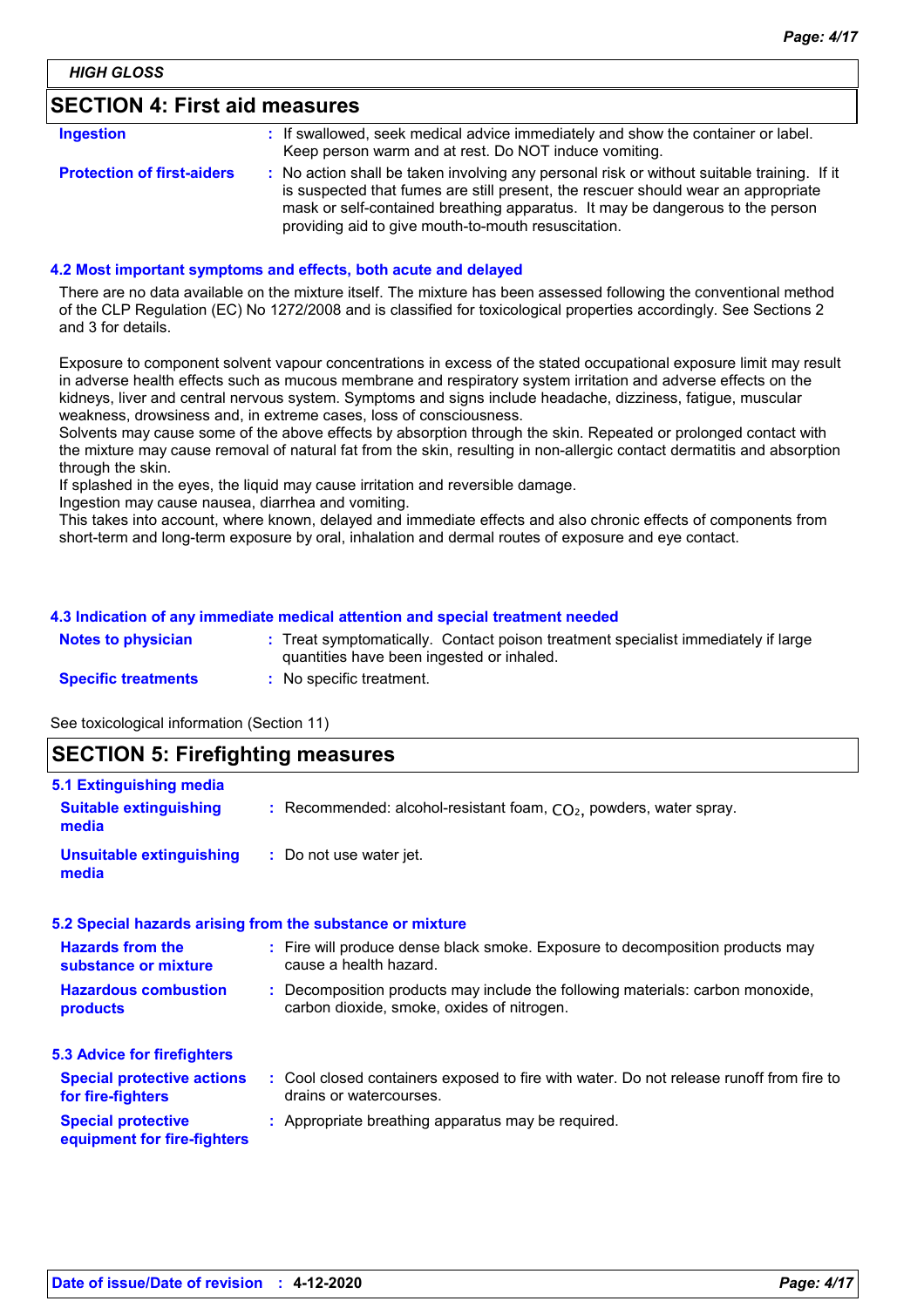## SECTION 4: First aid measures

| | |
|---|---|
| **Ingestion** | : If swallowed, seek medical advice immediately and show the container or label. Keep person warm and at rest. Do NOT induce vomiting. |
| **Protection of first-aiders** | : No action shall be taken involving any personal risk or without suitable training. If it is suspected that fumes are still present, the rescuer should wear an appropriate mask or self-contained breathing apparatus. It may be dangerous to the person providing aid to give mouth-to-mouth resuscitation. |

### 4.2 Most important symptoms and effects, both acute and delayed

There are no data available on the mixture itself. The mixture has been assessed following the conventional method of the CLP Regulation (EC) No 1272/2008 and is classified for toxicological properties accordingly. See Sections 2 and 3 for details.

Exposure to component solvent vapour concentrations in excess of the stated occupational exposure limit may result in adverse health effects such as mucous membrane and respiratory system irritation and adverse effects on the kidneys, liver and central nervous system. Symptoms and signs include headache, dizziness, fatigue, muscular weakness, drowsiness and, in extreme cases, loss of consciousness.
Solvents may cause some of the above effects by absorption through the skin. Repeated or prolonged contact with the mixture may cause removal of natural fat from the skin, resulting in non-allergic contact dermatitis and absorption through the skin.
If splashed in the eyes, the liquid may cause irritation and reversible damage.
Ingestion may cause nausea, diarrhea and vomiting.
This takes into account, where known, delayed and immediate effects and also chronic effects of components from short-term and long-term exposure by oral, inhalation and dermal routes of exposure and eye contact.

### 4.3 Indication of any immediate medical attention and special treatment needed

| | |
|---|---|
| **Notes to physician** | : Treat symptomatically. Contact poison treatment specialist immediately if large quantities have been ingested or inhaled. |
| **Specific treatments** | : No specific treatment. |

See toxicological information (Section 11)

## SECTION 5: Firefighting measures

### 5.1 Extinguishing media

| | |
|---|---|
| **Suitable extinguishing media** | : Recommended: alcohol-resistant foam, $CO_2$, powders, water spray. |
| **Unsuitable extinguishing media** | : Do not use water jet. |

### 5.2 Special hazards arising from the substance or mixture

| | |
|---|---|
| **Hazards from the substance or mixture** | : Fire will produce dense black smoke. Exposure to decomposition products may cause a health hazard. |
| **Hazardous combustion products** | : Decomposition products may include the following materials: carbon monoxide, carbon dioxide, smoke, oxides of nitrogen. |

### 5.3 Advice for firefighters

| | |
|---|---|
| **Special protective actions for fire-fighters** | : Cool closed containers exposed to fire with water. Do not release runoff from fire to drains or watercourses. |
| **Special protective equipment for fire-fighters** | : Appropriate breathing apparatus may be required. |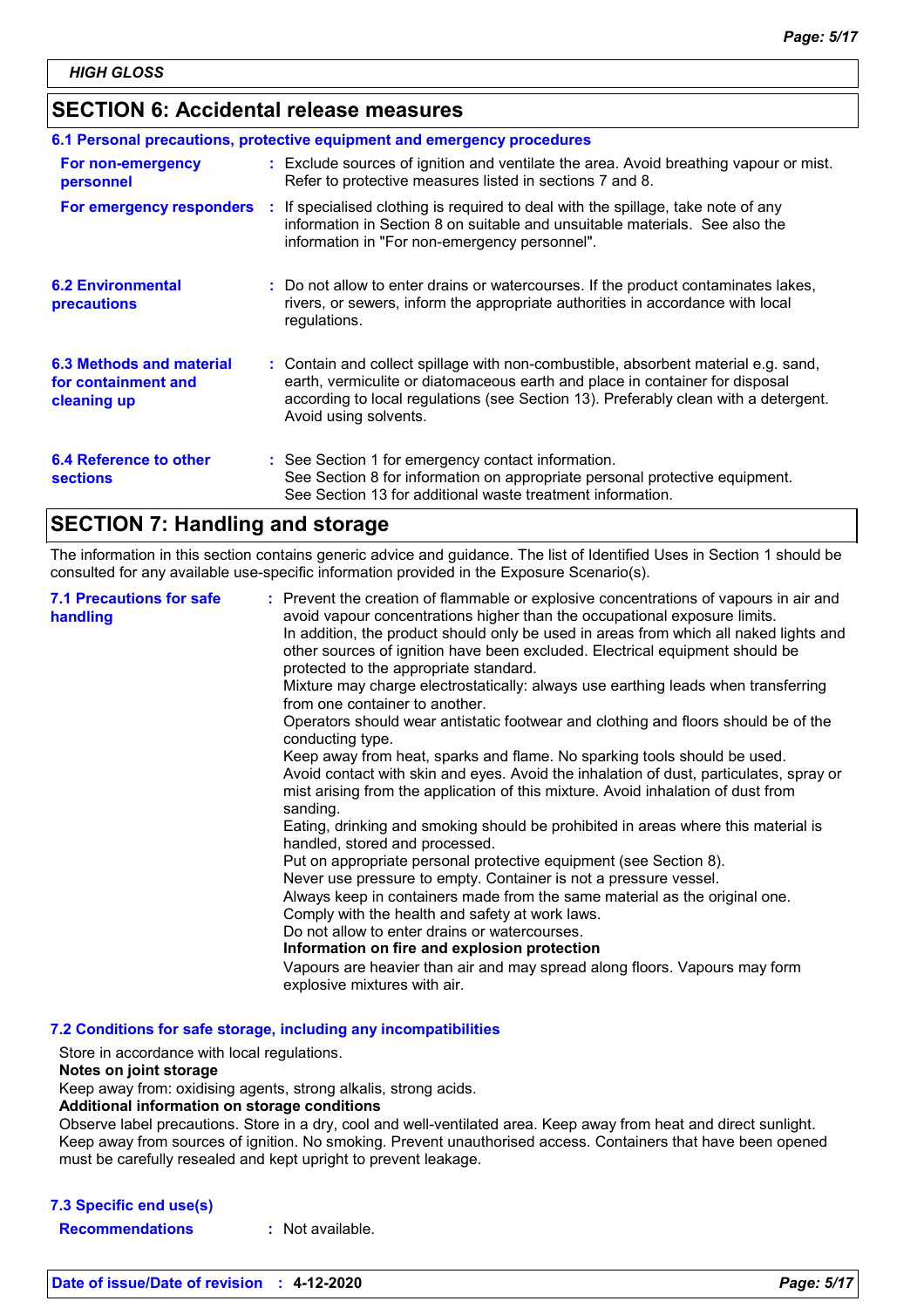HIGH GLOSS

## SECTION 6: Accidental release measures

### 6.1 Personal precautions, protective equipment and emergency procedures

**For non-emergency personnel** : Exclude sources of ignition and ventilate the area. Avoid breathing vapour or mist. Refer to protective measures listed in sections 7 and 8.

**For emergency responders** : If specialised clothing is required to deal with the spillage, take note of any information in Section 8 on suitable and unsuitable materials. See also the information in "For non-emergency personnel".

### 6.2 Environmental precautions

: Do not allow to enter drains or watercourses. If the product contaminates lakes, rivers, or sewers, inform the appropriate authorities in accordance with local regulations.

### 6.3 Methods and material for containment and cleaning up

: Contain and collect spillage with non-combustible, absorbent material e.g. sand, earth, vermiculite or diatomaceous earth and place in container for disposal according to local regulations (see Section 13). Preferably clean with a detergent. Avoid using solvents.

### 6.4 Reference to other sections

: See Section 1 for emergency contact information.
See Section 8 for information on appropriate personal protective equipment.
See Section 13 for additional waste treatment information.

## SECTION 7: Handling and storage

The information in this section contains generic advice and guidance. The list of Identified Uses in Section 1 should be consulted for any available use-specific information provided in the Exposure Scenario(s).

### 7.1 Precautions for safe handling

: Prevent the creation of flammable or explosive concentrations of vapours in air and avoid vapour concentrations higher than the occupational exposure limits.
In addition, the product should only be used in areas from which all naked lights and other sources of ignition have been excluded. Electrical equipment should be protected to the appropriate standard.
Mixture may charge electrostatically: always use earthing leads when transferring from one container to another.
Operators should wear antistatic footwear and clothing and floors should be of the conducting type.
Keep away from heat, sparks and flame. No sparking tools should be used.
Avoid contact with skin and eyes. Avoid the inhalation of dust, particulates, spray or mist arising from the application of this mixture. Avoid inhalation of dust from sanding.
Eating, drinking and smoking should be prohibited in areas where this material is handled, stored and processed.
Put on appropriate personal protective equipment (see Section 8).
Never use pressure to empty. Container is not a pressure vessel.
Always keep in containers made from the same material as the original one.
Comply with the health and safety at work laws.
Do not allow to enter drains or watercourses.

**Information on fire and explosion protection**

Vapours are heavier than air and may spread along floors. Vapours may form explosive mixtures with air.

### 7.2 Conditions for safe storage, including any incompatibilities

Store in accordance with local regulations.

**Notes on joint storage**

Keep away from: oxidising agents, strong alkalis, strong acids.

**Additional information on storage conditions**

Observe label precautions. Store in a dry, cool and well-ventilated area. Keep away from heat and direct sunlight. Keep away from sources of ignition. No smoking. Prevent unauthorised access. Containers that have been opened must be carefully resealed and kept upright to prevent leakage.

### 7.3 Specific end use(s)

**Recommendations** : Not available.

**Date of issue/Date of revision** : **4-12-2020**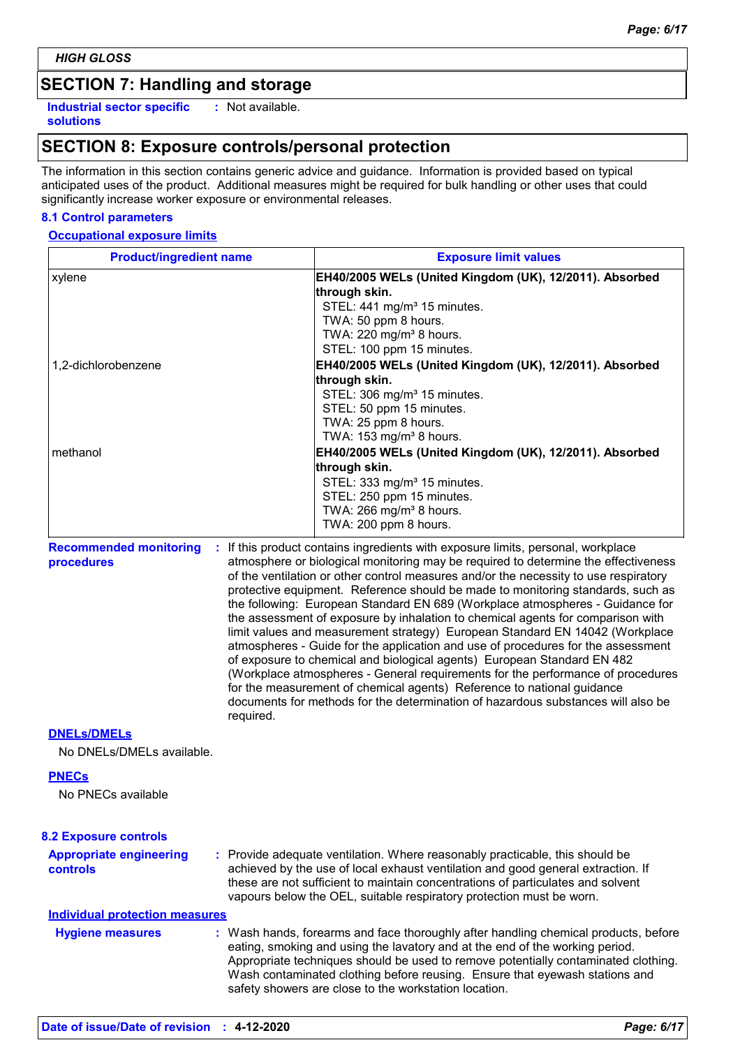## SECTION 7: Handling and storage

**Industrial sector specific solutions** : Not available.

## SECTION 8: Exposure controls/personal protection

The information in this section contains generic advice and guidance. Information is provided based on typical anticipated uses of the product. Additional measures might be required for bulk handling or other uses that could significantly increase worker exposure or environmental releases.

### 8.1 Control parameters

**Occupational exposure limits**

| Product/ingredient name | Exposure limit values |
| --- | --- |
| xylene | **EH40/2005 WELs (United Kingdom (UK), 12/2011). Absorbed through skin.**<br>STEL: 441 mg/m³ 15 minutes.<br>TWA: 50 ppm 8 hours.<br>TWA: 220 mg/m³ 8 hours.<br>STEL: 100 ppm 15 minutes. |
| 1,2-dichlorobenzene | **EH40/2005 WELs (United Kingdom (UK), 12/2011). Absorbed through skin.**<br>STEL: 306 mg/m³ 15 minutes.<br>STEL: 50 ppm 15 minutes.<br>TWA: 25 ppm 8 hours.<br>TWA: 153 mg/m³ 8 hours. |
| methanol | **EH40/2005 WELs (United Kingdom (UK), 12/2011). Absorbed through skin.**<br>STEL: 333 mg/m³ 15 minutes.<br>STEL: 250 ppm 15 minutes.<br>TWA: 266 mg/m³ 8 hours.<br>TWA: 200 ppm 8 hours. |

**Recommended monitoring procedures** : If this product contains ingredients with exposure limits, personal, workplace atmosphere or biological monitoring may be required to determine the effectiveness of the ventilation or other control measures and/or the necessity to use respiratory protective equipment. Reference should be made to monitoring standards, such as the following: European Standard EN 689 (Workplace atmospheres - Guidance for the assessment of exposure by inhalation to chemical agents for comparison with limit values and measurement strategy) European Standard EN 14042 (Workplace atmospheres - Guide for the application and use of procedures for the assessment of exposure to chemical and biological agents) European Standard EN 482 (Workplace atmospheres - General requirements for the performance of procedures for the measurement of chemical agents) Reference to national guidance documents for methods for the determination of hazardous substances will also be required.

**DNELs/DMELs**

No DNELs/DMELs available.

**PNECs**

No PNECs available

### 8.2 Exposure controls

**Appropriate engineering controls** : Provide adequate ventilation. Where reasonably practicable, this should be achieved by the use of local exhaust ventilation and good general extraction. If these are not sufficient to maintain concentrations of particulates and solvent vapours below the OEL, suitable respiratory protection must be worn.

**Individual protection measures**

**Hygiene measures** : Wash hands, forearms and face thoroughly after handling chemical products, before eating, smoking and using the lavatory and at the end of the working period. Appropriate techniques should be used to remove potentially contaminated clothing. Wash contaminated clothing before reusing. Ensure that eyewash stations and safety showers are close to the workstation location.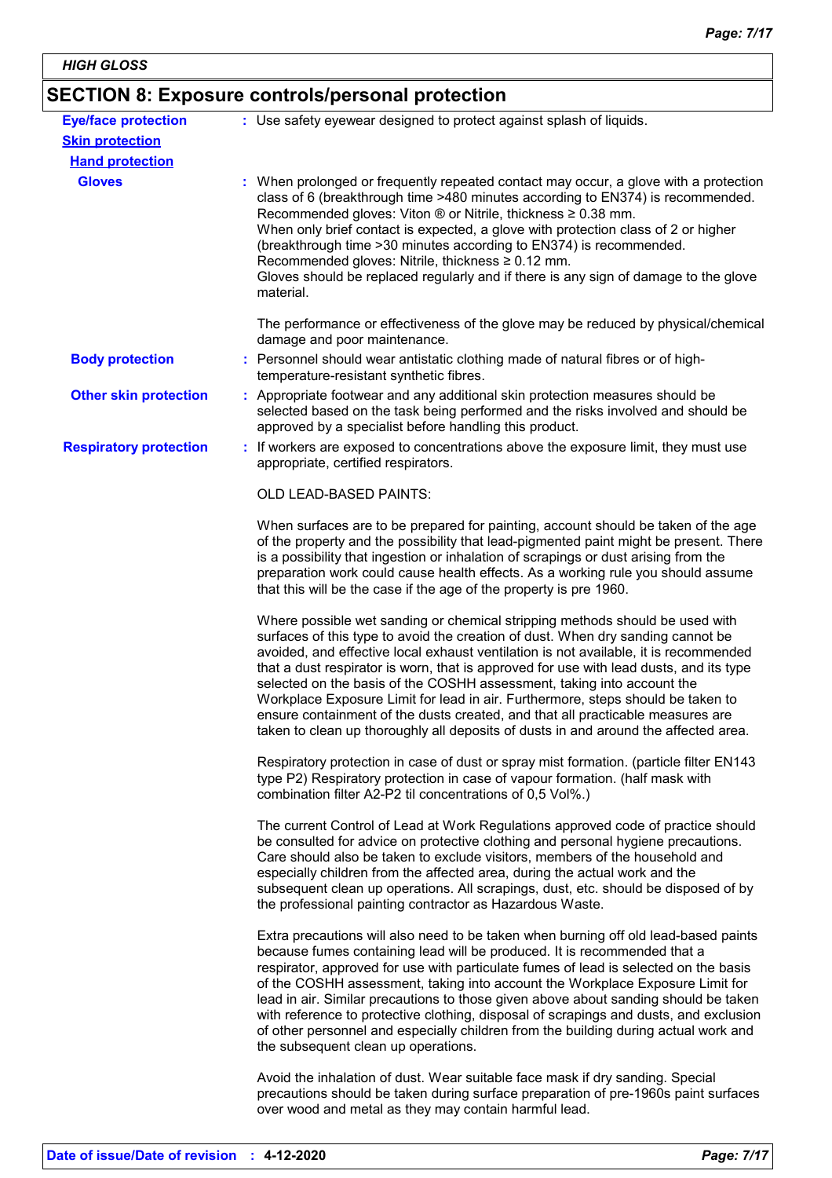## SECTION 8: Exposure controls/personal protection

**Eye/face protection** : Use safety eyewear designed to protect against splash of liquids.

**Skin protection**

**Hand protection**

**Gloves** : When prolonged or frequently repeated contact may occur, a glove with a protection class of 6 (breakthrough time >480 minutes according to EN374) is recommended. Recommended gloves: Viton ® or Nitrile, thickness ≥ 0.38 mm.
When only brief contact is expected, a glove with protection class of 2 or higher (breakthrough time >30 minutes according to EN374) is recommended.
Recommended gloves: Nitrile, thickness ≥ 0.12 mm.
Gloves should be replaced regularly and if there is any sign of damage to the glove material.

The performance or effectiveness of the glove may be reduced by physical/chemical damage and poor maintenance.

**Body protection** : Personnel should wear antistatic clothing made of natural fibres or of high-temperature-resistant synthetic fibres.

**Other skin protection** : Appropriate footwear and any additional skin protection measures should be selected based on the task being performed and the risks involved and should be approved by a specialist before handling this product.

**Respiratory protection** : If workers are exposed to concentrations above the exposure limit, they must use appropriate, certified respirators.

OLD LEAD-BASED PAINTS:

When surfaces are to be prepared for painting, account should be taken of the age of the property and the possibility that lead-pigmented paint might be present. There is a possibility that ingestion or inhalation of scrapings or dust arising from the preparation work could cause health effects. As a working rule you should assume that this will be the case if the age of the property is pre 1960.

Where possible wet sanding or chemical stripping methods should be used with surfaces of this type to avoid the creation of dust. When dry sanding cannot be avoided, and effective local exhaust ventilation is not available, it is recommended that a dust respirator is worn, that is approved for use with lead dusts, and its type selected on the basis of the COSHH assessment, taking into account the Workplace Exposure Limit for lead in air. Furthermore, steps should be taken to ensure containment of the dusts created, and that all practicable measures are taken to clean up thoroughly all deposits of dusts in and around the affected area.

Respiratory protection in case of dust or spray mist formation. (particle filter EN143 type P2) Respiratory protection in case of vapour formation. (half mask with combination filter A2-P2 til concentrations of 0,5 Vol%.)

The current Control of Lead at Work Regulations approved code of practice should be consulted for advice on protective clothing and personal hygiene precautions. Care should also be taken to exclude visitors, members of the household and especially children from the affected area, during the actual work and the subsequent clean up operations. All scrapings, dust, etc. should be disposed of by the professional painting contractor as Hazardous Waste.

Extra precautions will also need to be taken when burning off old lead-based paints because fumes containing lead will be produced. It is recommended that a respirator, approved for use with particulate fumes of lead is selected on the basis of the COSHH assessment, taking into account the Workplace Exposure Limit for lead in air. Similar precautions to those given above about sanding should be taken with reference to protective clothing, disposal of scrapings and dusts, and exclusion of other personnel and especially children from the building during actual work and the subsequent clean up operations.

Avoid the inhalation of dust. Wear suitable face mask if dry sanding. Special precautions should be taken during surface preparation of pre-1960s paint surfaces over wood and metal as they may contain harmful lead.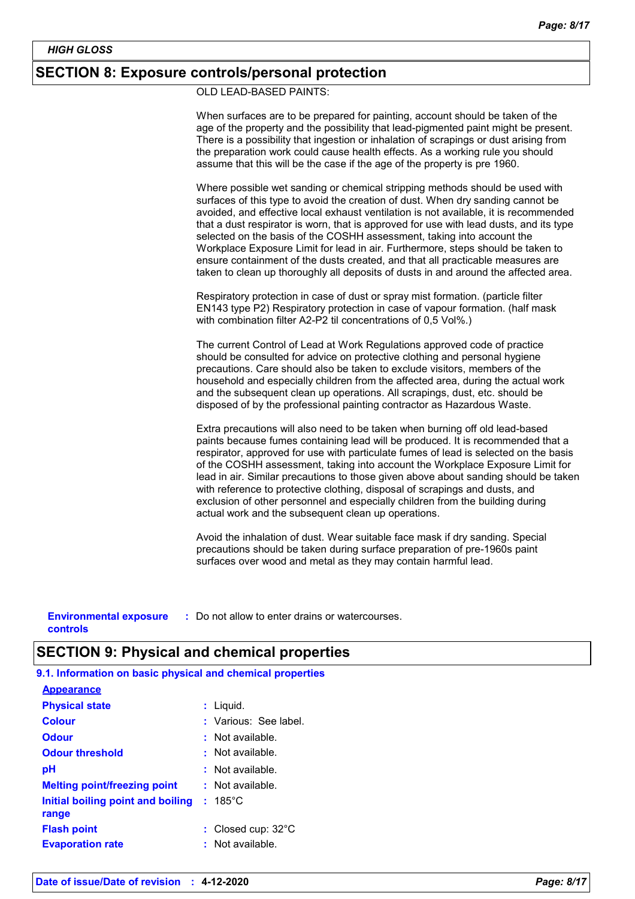## SECTION 8: Exposure controls/personal protection

OLD LEAD-BASED PAINTS:

When surfaces are to be prepared for painting, account should be taken of the age of the property and the possibility that lead-pigmented paint might be present. There is a possibility that ingestion or inhalation of scrapings or dust arising from the preparation work could cause health effects. As a working rule you should assume that this will be the case if the age of the property is pre 1960.

Where possible wet sanding or chemical stripping methods should be used with surfaces of this type to avoid the creation of dust. When dry sanding cannot be avoided, and effective local exhaust ventilation is not available, it is recommended that a dust respirator is worn, that is approved for use with lead dusts, and its type selected on the basis of the COSHH assessment, taking into account the Workplace Exposure Limit for lead in air. Furthermore, steps should be taken to ensure containment of the dusts created, and that all practicable measures are taken to clean up thoroughly all deposits of dusts in and around the affected area.

Respiratory protection in case of dust or spray mist formation. (particle filter EN143 type P2) Respiratory protection in case of vapour formation. (half mask with combination filter A2-P2 til concentrations of 0,5 Vol%.)

The current Control of Lead at Work Regulations approved code of practice should be consulted for advice on protective clothing and personal hygiene precautions. Care should also be taken to exclude visitors, members of the household and especially children from the affected area, during the actual work and the subsequent clean up operations. All scrapings, dust, etc. should be disposed of by the professional painting contractor as Hazardous Waste.

Extra precautions will also need to be taken when burning off old lead-based paints because fumes containing lead will be produced. It is recommended that a respirator, approved for use with particulate fumes of lead is selected on the basis of the COSHH assessment, taking into account the Workplace Exposure Limit for lead in air. Similar precautions to those given above about sanding should be taken with reference to protective clothing, disposal of scrapings and dusts, and exclusion of other personnel and especially children from the building during actual work and the subsequent clean up operations.

Avoid the inhalation of dust. Wear suitable face mask if dry sanding. Special precautions should be taken during surface preparation of pre-1960s paint surfaces over wood and metal as they may contain harmful lead.

**Environmental exposure controls** : Do not allow to enter drains or watercourses.

## SECTION 9: Physical and chemical properties

### 9.1. Information on basic physical and chemical properties

**Appearance**

| Property | Value |
|---|---|
| **Physical state** | Liquid. |
| **Colour** | Various: See label. |
| **Odour** | Not available. |
| **Odour threshold** | Not available. |
| **pH** | Not available. |
| **Melting point/freezing point** | Not available. |
| **Initial boiling point and boiling range** | 185°C |
| **Flash point** | Closed cup: 32°C |
| **Evaporation rate** | Not available. |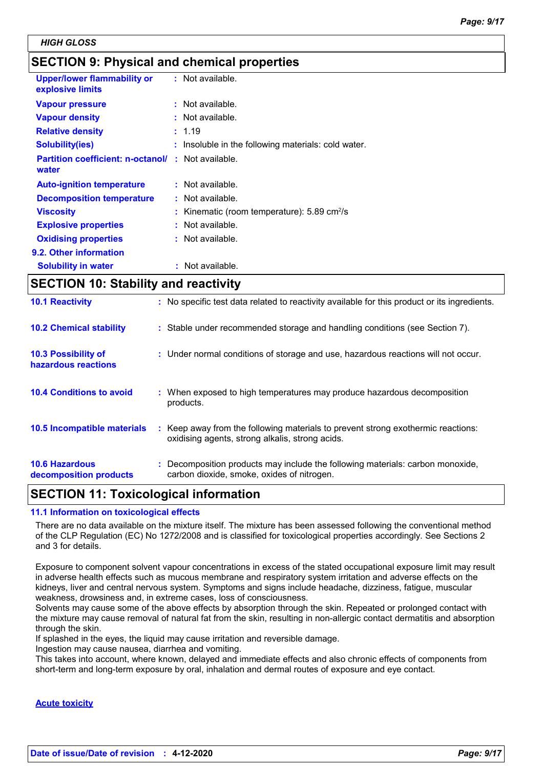## SECTION 9: Physical and chemical properties

| | | |
|---|---|---|
| **Upper/lower flammability or explosive limits** | : | Not available. |
| **Vapour pressure** | : | Not available. |
| **Vapour density** | : | Not available. |
| **Relative density** | : | 1.19 |
| **Solubility(ies)** | : | Insoluble in the following materials: cold water. |
| **Partition coefficient: n-octanol/ water** | : | Not available. |
| **Auto-ignition temperature** | : | Not available. |
| **Decomposition temperature** | : | Not available. |
| **Viscosity** | : | Kinematic (room temperature): 5.89 $cm^2/s$ |
| **Explosive properties** | : | Not available. |
| **Oxidising properties** | : | Not available. |

**9.2. Other information**

| | | |
|---|---|---|
| **Solubility in water** | : | Not available. |

## SECTION 10: Stability and reactivity

| | | |
|---|---|---|
| **10.1 Reactivity** | : | No specific test data related to reactivity available for this product or its ingredients. |
| **10.2 Chemical stability** | : | Stable under recommended storage and handling conditions (see Section 7). |
| **10.3 Possibility of hazardous reactions** | : | Under normal conditions of storage and use, hazardous reactions will not occur. |
| **10.4 Conditions to avoid** | : | When exposed to high temperatures may produce hazardous decomposition products. |
| **10.5 Incompatible materials** | : | Keep away from the following materials to prevent strong exothermic reactions: oxidising agents, strong alkalis, strong acids. |
| **10.6 Hazardous decomposition products** | : | Decomposition products may include the following materials: carbon monoxide, carbon dioxide, smoke, oxides of nitrogen. |

## SECTION 11: Toxicological information

**11.1 Information on toxicological effects**

There are no data available on the mixture itself. The mixture has been assessed following the conventional method of the CLP Regulation (EC) No 1272/2008 and is classified for toxicological properties accordingly. See Sections 2 and 3 for details.

Exposure to component solvent vapour concentrations in excess of the stated occupational exposure limit may result in adverse health effects such as mucous membrane and respiratory system irritation and adverse effects on the kidneys, liver and central nervous system. Symptoms and signs include headache, dizziness, fatigue, muscular weakness, drowsiness and, in extreme cases, loss of consciousness.
Solvents may cause some of the above effects by absorption through the skin. Repeated or prolonged contact with the mixture may cause removal of natural fat from the skin, resulting in non-allergic contact dermatitis and absorption through the skin.
If splashed in the eyes, the liquid may cause irritation and reversible damage.
Ingestion may cause nausea, diarrhea and vomiting.
This takes into account, where known, delayed and immediate effects and also chronic effects of components from short-term and long-term exposure by oral, inhalation and dermal routes of exposure and eye contact.

**Acute toxicity**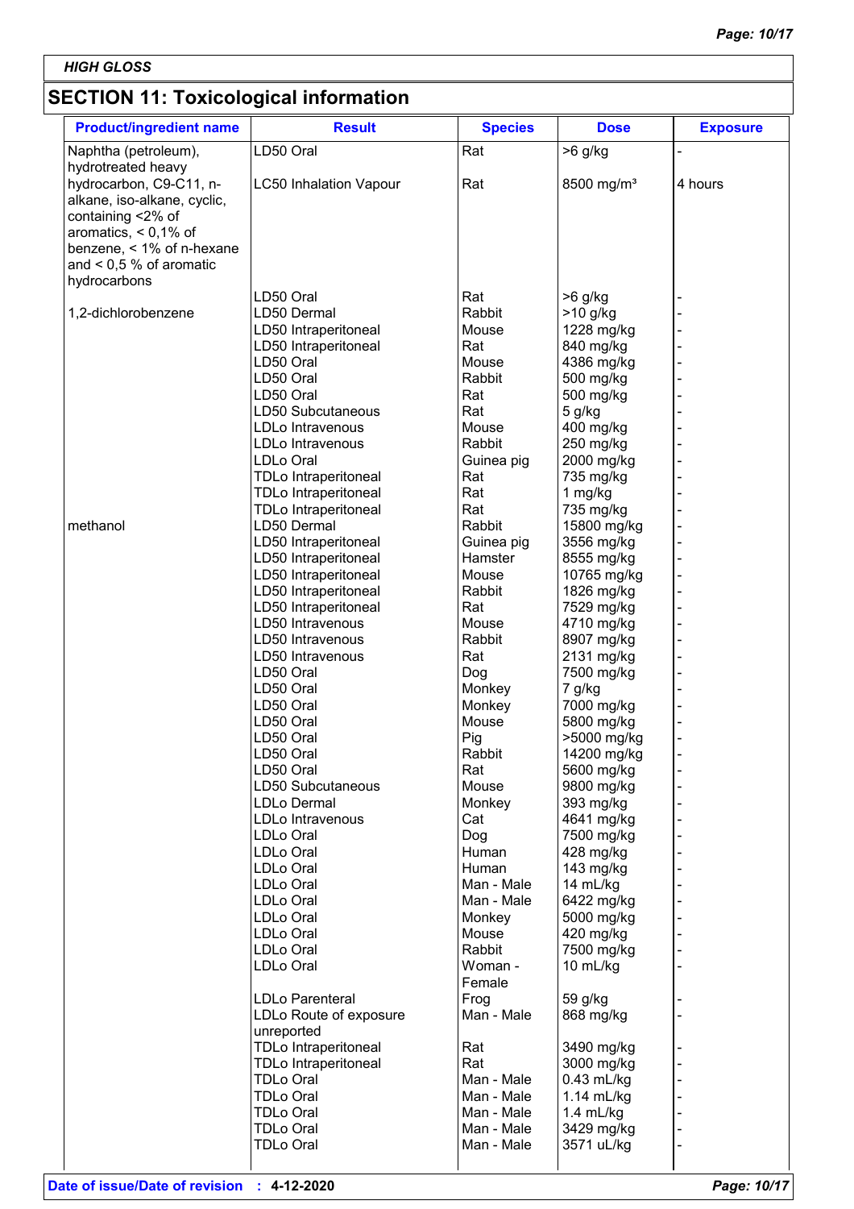*HIGH GLOSS*

## SECTION 11: Toxicological information

| Product/ingredient name | Result | Species | Dose | Exposure |
|---|---|---|---|---|
| Naphtha (petroleum), hydrotreated heavy | LD50 Oral | Rat | >6 g/kg | - |
| hydrocarbon, C9-C11, n-alkane, iso-alkane, cyclic, containing <2% of aromatics, < 0,1% of benzene, < 1% of n-hexane and < 0,5 % of aromatic hydrocarbons | LC50 Inhalation Vapour | Rat | 8500 mg/m³ | 4 hours |
| | LD50 Oral | Rat | >6 g/kg | - |
| 1,2-dichlorobenzene | LD50 Dermal | Rabbit | >10 g/kg | - |
| | LD50 Intraperitoneal | Mouse | 1228 mg/kg | - |
| | LD50 Intraperitoneal | Rat | 840 mg/kg | - |
| | LD50 Oral | Mouse | 4386 mg/kg | - |
| | LD50 Oral | Rabbit | 500 mg/kg | - |
| | LD50 Oral | Rat | 500 mg/kg | - |
| | LD50 Subcutaneous | Rat | 5 g/kg | - |
| | LDLo Intravenous | Mouse | 400 mg/kg | - |
| | LDLo Intravenous | Rabbit | 250 mg/kg | - |
| | LDLo Oral | Guinea pig | 2000 mg/kg | - |
| | TDLo Intraperitoneal | Rat | 735 mg/kg | - |
| | TDLo Intraperitoneal | Rat | 1 mg/kg | - |
| | TDLo Intraperitoneal | Rat | 735 mg/kg | - |
| methanol | LD50 Dermal | Rabbit | 15800 mg/kg | - |
| | LD50 Intraperitoneal | Guinea pig | 3556 mg/kg | - |
| | LD50 Intraperitoneal | Hamster | 8555 mg/kg | - |
| | LD50 Intraperitoneal | Mouse | 10765 mg/kg | - |
| | LD50 Intraperitoneal | Rabbit | 1826 mg/kg | - |
| | LD50 Intraperitoneal | Rat | 7529 mg/kg | - |
| | LD50 Intravenous | Mouse | 4710 mg/kg | - |
| | LD50 Intravenous | Rabbit | 8907 mg/kg | - |
| | LD50 Intravenous | Rat | 2131 mg/kg | - |
| | LD50 Oral | Dog | 7500 mg/kg | - |
| | LD50 Oral | Monkey | 7 g/kg | - |
| | LD50 Oral | Monkey | 7000 mg/kg | - |
| | LD50 Oral | Mouse | 5800 mg/kg | - |
| | LD50 Oral | Pig | >5000 mg/kg | - |
| | LD50 Oral | Rabbit | 14200 mg/kg | - |
| | LD50 Oral | Rat | 5600 mg/kg | - |
| | LD50 Subcutaneous | Mouse | 9800 mg/kg | - |
| | LDLo Dermal | Monkey | 393 mg/kg | - |
| | LDLo Intravenous | Cat | 4641 mg/kg | - |
| | LDLo Oral | Dog | 7500 mg/kg | - |
| | LDLo Oral | Human | 428 mg/kg | - |
| | LDLo Oral | Human | 143 mg/kg | - |
| | LDLo Oral | Man - Male | 14 mL/kg | - |
| | LDLo Oral | Man - Male | 6422 mg/kg | - |
| | LDLo Oral | Monkey | 5000 mg/kg | - |
| | LDLo Oral | Mouse | 420 mg/kg | - |
| | LDLo Oral | Rabbit | 7500 mg/kg | - |
| | LDLo Oral | Woman - Female | 10 mL/kg | - |
| | LDLo Parenteral | Frog | 59 g/kg | - |
| | LDLo Route of exposure unreported | Man - Male | 868 mg/kg | - |
| | TDLo Intraperitoneal | Rat | 3490 mg/kg | - |
| | TDLo Intraperitoneal | Rat | 3000 mg/kg | - |
| | TDLo Oral | Man - Male | 0.43 mL/kg | - |
| | TDLo Oral | Man - Male | 1.14 mL/kg | - |
| | TDLo Oral | Man - Male | 1.4 mL/kg | - |
| | TDLo Oral | Man - Male | 3429 mg/kg | - |
| | TDLo Oral | Man - Male | 3571 uL/kg | - |

**Date of issue/Date of revision** : **4-12-2020**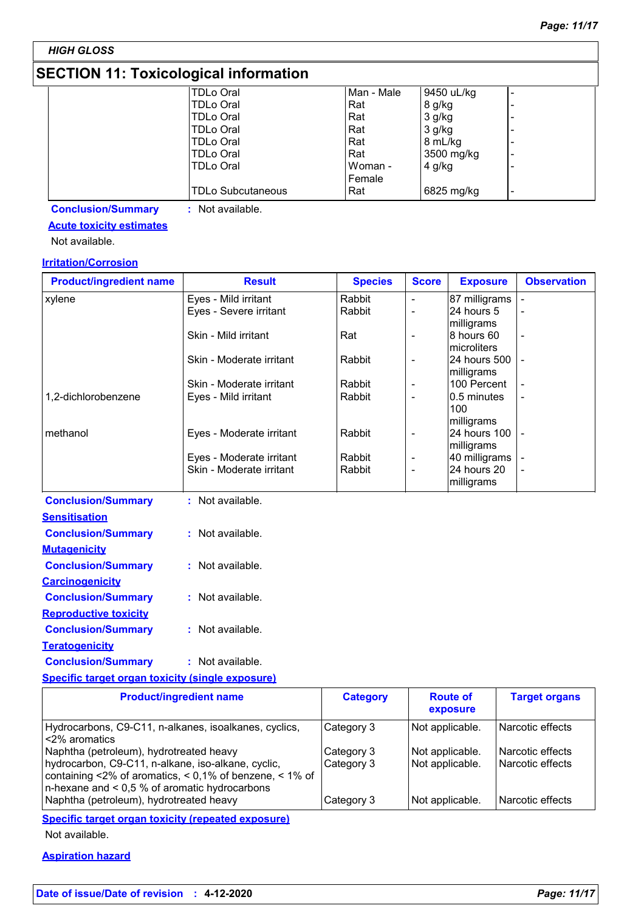## SECTION 11: Toxicological information

| | | | | |
|---|---|---|---|---|
| | TDLo Oral | Man - Male | 9450 uL/kg | - |
| | TDLo Oral | Rat | 8 g/kg | - |
| | TDLo Oral | Rat | 3 g/kg | - |
| | TDLo Oral | Rat | 3 g/kg | - |
| | TDLo Oral | Rat | 8 mL/kg | - |
| | TDLo Oral | Rat | 3500 mg/kg | - |
| | TDLo Oral | Woman - Female | 4 g/kg | - |
| | TDLo Subcutaneous | Rat | 6825 mg/kg | - |

**Conclusion/Summary** : Not available.

**Acute toxicity estimates**

Not available.

**Irritation/Corrosion**

| Product/ingredient name | Result | Species | Score | Exposure | Observation |
|---|---|---|---|---|---|
| xylene | Eyes - Mild irritant | Rabbit | - | 87 milligrams | - |
| | Eyes - Severe irritant | Rabbit | - | 24 hours 5 milligrams | - |
| | Skin - Mild irritant | Rat | - | 8 hours 60 microliters | - |
| | Skin - Moderate irritant | Rabbit | - | 24 hours 500 milligrams | - |
| | Skin - Moderate irritant | Rabbit | - | 100 Percent | - |
| 1,2-dichlorobenzene | Eyes - Mild irritant | Rabbit | - | 0.5 minutes 100 milligrams | - |
| methanol | Eyes - Moderate irritant | Rabbit | - | 24 hours 100 milligrams | - |
| | Eyes - Moderate irritant | Rabbit | - | 40 milligrams | - |
| | Skin - Moderate irritant | Rabbit | - | 24 hours 20 milligrams | - |

**Conclusion/Summary** : Not available.

**Sensitisation**

**Conclusion/Summary** : Not available.

**Mutagenicity**

**Conclusion/Summary** : Not available.

**Carcinogenicity**

**Conclusion/Summary** : Not available.

**Reproductive toxicity**

**Conclusion/Summary** : Not available.

**Teratogenicity**

**Conclusion/Summary** : Not available.

**Specific target organ toxicity (single exposure)**

| Product/ingredient name | Category | Route of exposure | Target organs |
|---|---|---|---|
| Hydrocarbons, C9-C11, n-alkanes, isoalkanes, cyclics, <2% aromatics | Category 3 | Not applicable. | Narcotic effects |
| Naphtha (petroleum), hydrotreated heavy | Category 3 | Not applicable. | Narcotic effects |
| hydrocarbon, C9-C11, n-alkane, iso-alkane, cyclic, containing <2% of aromatics, < 0,1% of benzene, < 1% of n-hexane and < 0,5 % of aromatic hydrocarbons | Category 3 | Not applicable. | Narcotic effects |
| Naphtha (petroleum), hydrotreated heavy | Category 3 | Not applicable. | Narcotic effects |

**Specific target organ toxicity (repeated exposure)**

Not available.

**Aspiration hazard**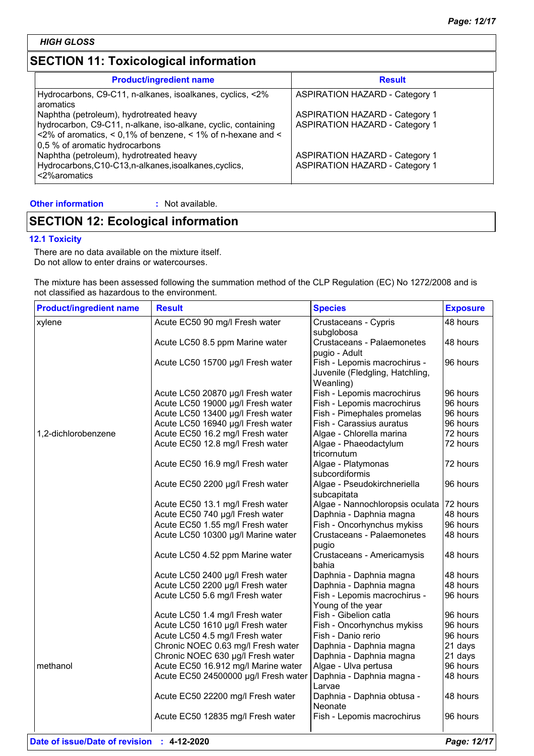HIGH GLOSS

## SECTION 11: Toxicological information

| Product/ingredient name | Result |
|---|---|
| Hydrocarbons, C9-C11, n-alkanes, isoalkanes, cyclics, <2% aromatics | ASPIRATION HAZARD - Category 1 |
| Naphtha (petroleum), hydrotreated heavy | ASPIRATION HAZARD - Category 1 |
| hydrocarbon, C9-C11, n-alkane, iso-alkane, cyclic, containing <2% of aromatics, < 0,1% of benzene, < 1% of n-hexane and < 0,5 % of aromatic hydrocarbons | ASPIRATION HAZARD - Category 1 |
| Naphtha (petroleum), hydrotreated heavy | ASPIRATION HAZARD - Category 1 |
| Hydrocarbons,C10-C13,n-alkanes,isoalkanes,cyclics, <2%aromatics | ASPIRATION HAZARD - Category 1 |

**Other information** : Not available.

## SECTION 12: Ecological information

### 12.1 Toxicity

There are no data available on the mixture itself.
Do not allow to enter drains or watercourses.

The mixture has been assessed following the summation method of the CLP Regulation (EC) No 1272/2008 and is not classified as hazardous to the environment.

| Product/ingredient name | Result | Species | Exposure |
|---|---|---|---|
| xylene | Acute EC50 90 mg/l Fresh water | Crustaceans - Cypris subglobosa | 48 hours |
| | Acute LC50 8.5 ppm Marine water | Crustaceans - Palaemonetes pugio - Adult | 48 hours |
| | Acute LC50 15700 µg/l Fresh water | Fish - Lepomis macrochirus - Juvenile (Fledgling, Hatchling, Weanling) | 96 hours |
| | Acute LC50 20870 µg/l Fresh water | Fish - Lepomis macrochirus | 96 hours |
| | Acute LC50 19000 µg/l Fresh water | Fish - Lepomis macrochirus | 96 hours |
| | Acute LC50 13400 µg/l Fresh water | Fish - Pimephales promelas | 96 hours |
| | Acute LC50 16940 µg/l Fresh water | Fish - Carassius auratus | 96 hours |
| 1,2-dichlorobenzene | Acute EC50 16.2 mg/l Fresh water | Algae - Chlorella marina | 72 hours |
| | Acute EC50 12.8 mg/l Fresh water | Algae - Phaeodactylum tricornutum | 72 hours |
| | Acute EC50 16.9 mg/l Fresh water | Algae - Platymonas subcordiformis | 72 hours |
| | Acute EC50 2200 µg/l Fresh water | Algae - Pseudokirchneriella subcapitata | 96 hours |
| | Acute EC50 13.1 mg/l Fresh water | Algae - Nannochloropsis oculata | 72 hours |
| | Acute EC50 740 µg/l Fresh water | Daphnia - Daphnia magna | 48 hours |
| | Acute EC50 1.55 mg/l Fresh water | Fish - Oncorhynchus mykiss | 96 hours |
| | Acute LC50 10300 µg/l Marine water | Crustaceans - Palaemonetes pugio | 48 hours |
| | Acute LC50 4.52 ppm Marine water | Crustaceans - Americamysis bahia | 48 hours |
| | Acute LC50 2400 µg/l Fresh water | Daphnia - Daphnia magna | 48 hours |
| | Acute LC50 2200 µg/l Fresh water | Daphnia - Daphnia magna | 48 hours |
| | Acute LC50 5.6 mg/l Fresh water | Fish - Lepomis macrochirus - Young of the year | 96 hours |
| | Acute LC50 1.4 mg/l Fresh water | Fish - Gibelion catla | 96 hours |
| | Acute LC50 1610 µg/l Fresh water | Fish - Oncorhynchus mykiss | 96 hours |
| | Acute LC50 4.5 mg/l Fresh water | Fish - Danio rerio | 96 hours |
| | Chronic NOEC 0.63 mg/l Fresh water | Daphnia - Daphnia magna | 21 days |
| | Chronic NOEC 630 µg/l Fresh water | Daphnia - Daphnia magna | 21 days |
| methanol | Acute EC50 16.912 mg/l Marine water | Algae - Ulva pertusa | 96 hours |
| | Acute EC50 24500000 µg/l Fresh water | Daphnia - Daphnia magna - Larvae | 48 hours |
| | Acute EC50 22200 mg/l Fresh water | Daphnia - Daphnia obtusa - Neonate | 48 hours |
| | Acute EC50 12835 mg/l Fresh water | Fish - Lepomis macrochirus | 96 hours |

**Date of issue/Date of revision** : **4-12-2020**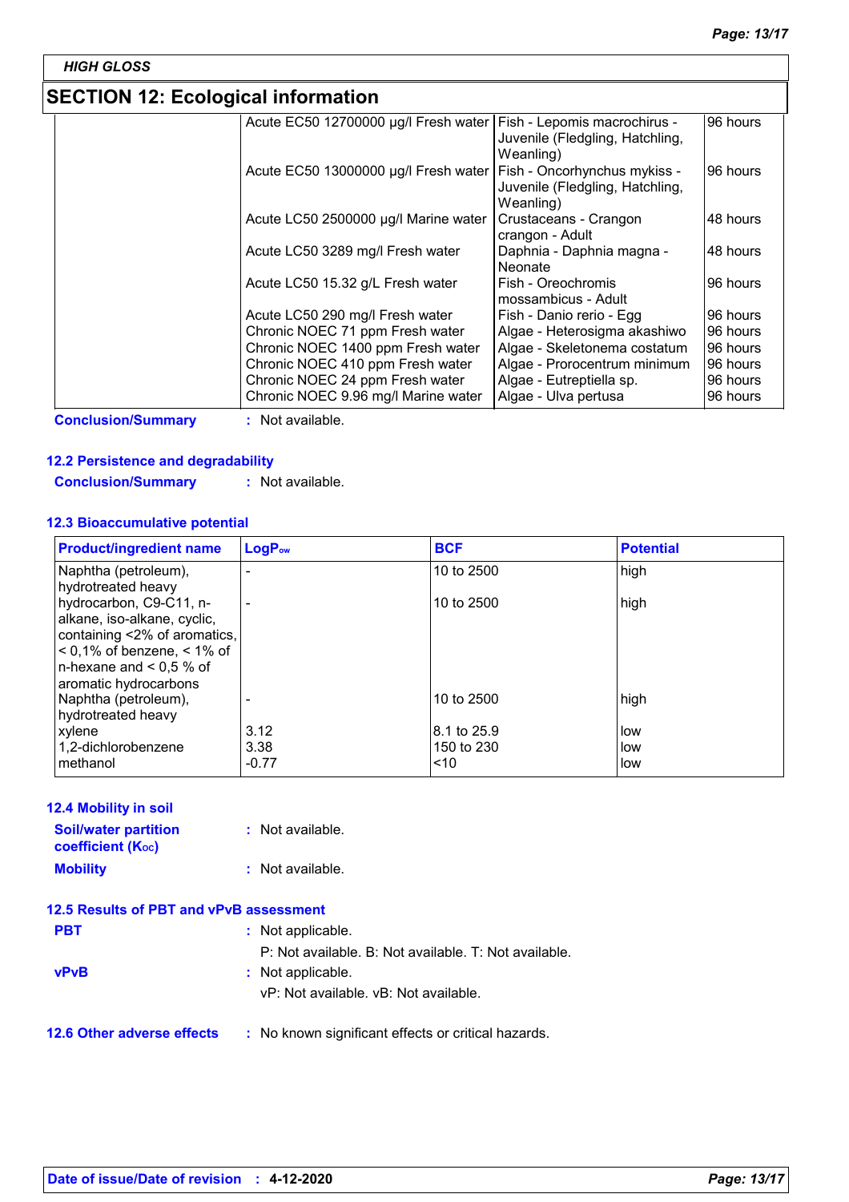## SECTION 12: Ecological information

| | | | |
|---|---|---|---|
| | Acute EC50 12700000 µg/l Fresh water | Fish - Lepomis macrochirus - Juvenile (Fledgling, Hatchling, Weanling) | 96 hours |
| | Acute EC50 13000000 µg/l Fresh water | Fish - Oncorhynchus mykiss - Juvenile (Fledgling, Hatchling, Weanling) | 96 hours |
| | Acute LC50 2500000 µg/l Marine water | Crustaceans - Crangon crangon - Adult | 48 hours |
| | Acute LC50 3289 mg/l Fresh water | Daphnia - Daphnia magna - Neonate | 48 hours |
| | Acute LC50 15.32 g/L Fresh water | Fish - Oreochromis mossambicus - Adult | 96 hours |
| | Acute LC50 290 mg/l Fresh water | Fish - Danio rerio - Egg | 96 hours |
| | Chronic NOEC 71 ppm Fresh water | Algae - Heterosigma akashiwo | 96 hours |
| | Chronic NOEC 1400 ppm Fresh water | Algae - Skeletonema costatum | 96 hours |
| | Chronic NOEC 410 ppm Fresh water | Algae - Prorocentrum minimum | 96 hours |
| | Chronic NOEC 24 ppm Fresh water | Algae - Eutreptiella sp. | 96 hours |
| | Chronic NOEC 9.96 mg/l Marine water | Algae - Ulva pertusa | 96 hours |

**Conclusion/Summary** : Not available.

### 12.2 Persistence and degradability

**Conclusion/Summary** : Not available.

### 12.3 Bioaccumulative potential

| Product/ingredient name | $LogP_{ow}$ | BCF | Potential |
|---|---|---|---|
| Naphtha (petroleum), hydrotreated heavy | - | 10 to 2500 | high |
| hydrocarbon, C9-C11, n-alkane, iso-alkane, cyclic, containing <2% of aromatics, < 0,1% of benzene, < 1% of n-hexane and < 0,5 % of aromatic hydrocarbons | - | 10 to 2500 | high |
| Naphtha (petroleum), hydrotreated heavy | - | 10 to 2500 | high |
| xylene | 3.12 | 8.1 to 25.9 | low |
| 1,2-dichlorobenzene | 3.38 | 150 to 230 | low |
| methanol | -0.77 | <10 | low |

### 12.4 Mobility in soil

**Soil/water partition coefficient ($K_{OC}$)** : Not available.

**Mobility** : Not available.

### 12.5 Results of PBT and vPvB assessment

**PBT** : Not applicable.

P: Not available. B: Not available. T: Not available.

**vPvB** : Not applicable.

vP: Not available. vB: Not available.

### 12.6 Other adverse effects

: No known significant effects or critical hazards.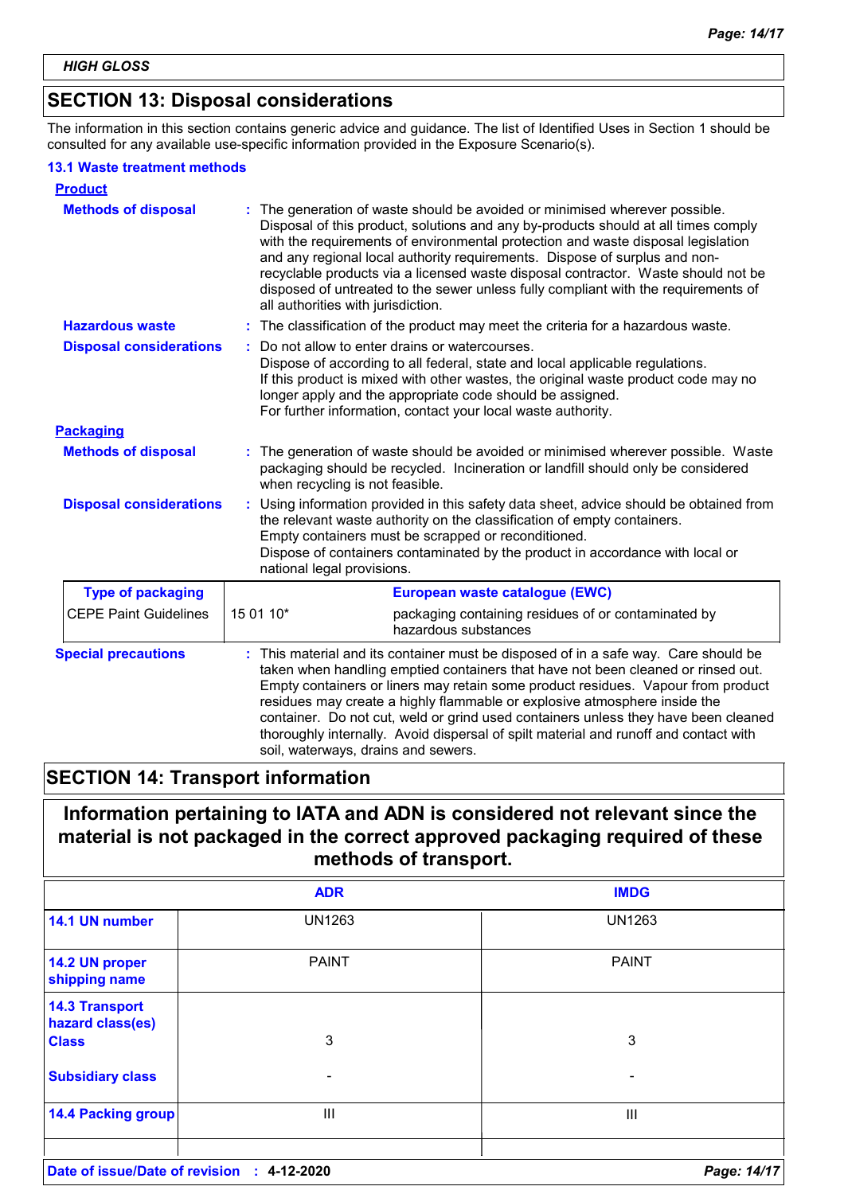## SECTION 13: Disposal considerations

The information in this section contains generic advice and guidance. The list of Identified Uses in Section 1 should be consulted for any available use-specific information provided in the Exposure Scenario(s).

### 13.1 Waste treatment methods

**Product**

**Methods of disposal** : The generation of waste should be avoided or minimised wherever possible. Disposal of this product, solutions and any by-products should at all times comply with the requirements of environmental protection and waste disposal legislation and any regional local authority requirements. Dispose of surplus and non-recyclable products via a licensed waste disposal contractor. Waste should not be disposed of untreated to the sewer unless fully compliant with the requirements of all authorities with jurisdiction.

**Hazardous waste** : The classification of the product may meet the criteria for a hazardous waste.

**Disposal considerations** : Do not allow to enter drains or watercourses.
Dispose of according to all federal, state and local applicable regulations.
If this product is mixed with other wastes, the original waste product code may no longer apply and the appropriate code should be assigned.
For further information, contact your local waste authority.

**Packaging**

**Methods of disposal** : The generation of waste should be avoided or minimised wherever possible. Waste packaging should be recycled. Incineration or landfill should only be considered when recycling is not feasible.

**Disposal considerations** : Using information provided in this safety data sheet, advice should be obtained from the relevant waste authority on the classification of empty containers.
Empty containers must be scrapped or reconditioned.
Dispose of containers contaminated by the product in accordance with local or national legal provisions.

| Type of packaging | European waste catalogue (EWC) | |
|---|---|---|
| CEPE Paint Guidelines | 15 01 10* | packaging containing residues of or contaminated by hazardous substances |

**Special precautions** : This material and its container must be disposed of in a safe way. Care should be taken when handling emptied containers that have not been cleaned or rinsed out. Empty containers or liners may retain some product residues. Vapour from product residues may create a highly flammable or explosive atmosphere inside the container. Do not cut, weld or grind used containers unless they have been cleaned thoroughly internally. Avoid dispersal of spilt material and runoff and contact with soil, waterways, drains and sewers.

## SECTION 14: Transport information

**Information pertaining to IATA and ADN is considered not relevant since the material is not packaged in the correct approved packaging required of these methods of transport.**

| | ADR | IMDG |
|---|---|---|
| 14.1 UN number | UN1263 | UN1263 |
| 14.2 UN proper shipping name | PAINT | PAINT |
| 14.3 Transport hazard class(es) Class | 3 | 3 |
| Subsidiary class | - | - |
| 14.4 Packing group | III | III |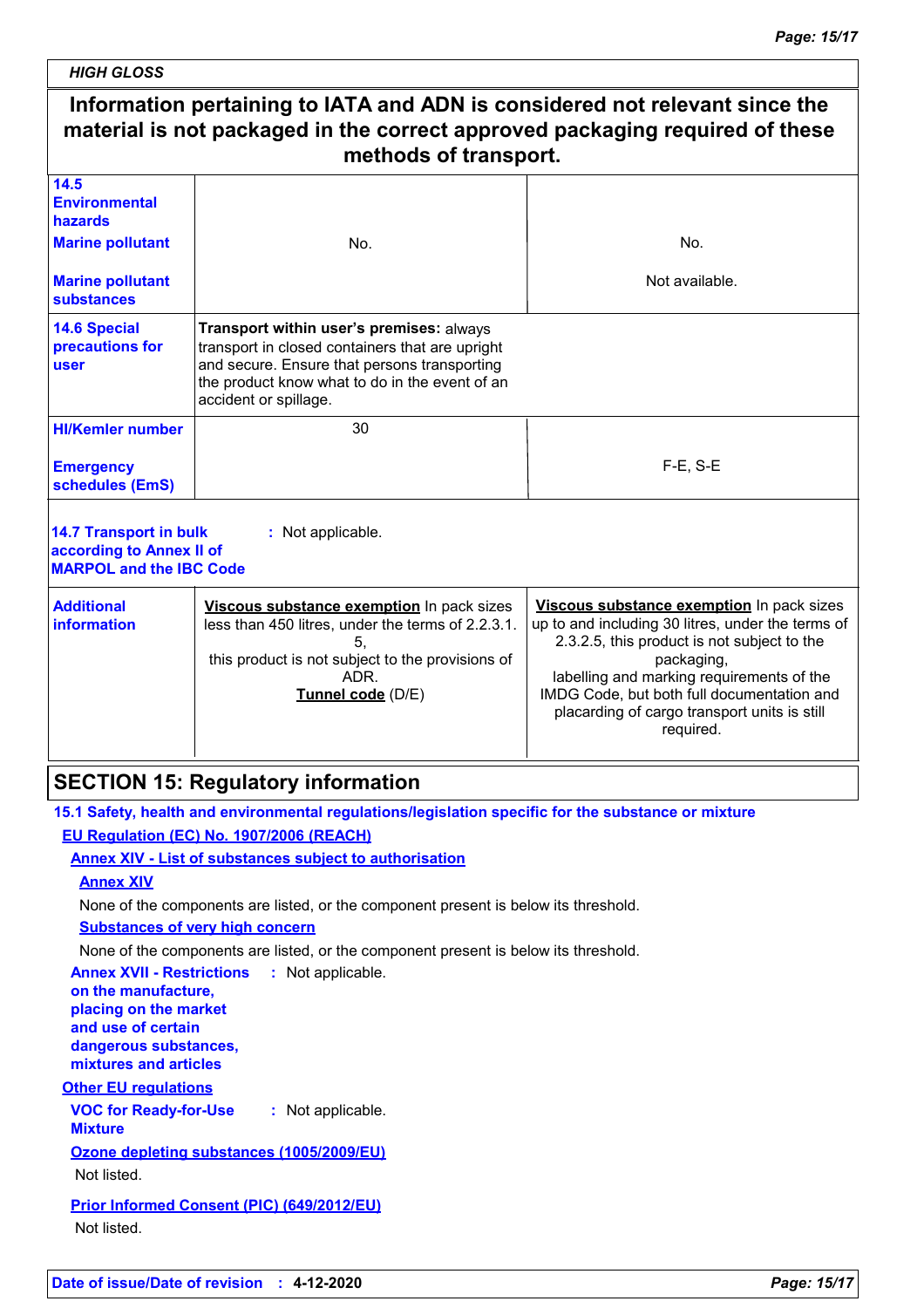**Information pertaining to IATA and ADN is considered not relevant since the material is not packaged in the correct approved packaging required of these methods of transport.**

| | | |
|---|---|---|
| **14.5 Environmental hazards** | | |
| **Marine pollutant** | No. | No. |
| **Marine pollutant substances** | | Not available. |
| **14.6 Special precautions for user** | **Transport within user's premises:** always transport in closed containers that are upright and secure. Ensure that persons transporting the product know what to do in the event of an accident or spillage. | |
| **HI/Kemler number** | 30 | |
| **Emergency schedules (EmS)** | | F-E, S-E |
| **14.7 Transport in bulk according to Annex II of MARPOL and the IBC Code** | : Not applicable. | |
| **Additional information** | **Viscous substance exemption** In pack sizes less than 450 litres, under the terms of 2.2.3.1.5, this product is not subject to the provisions of ADR. **Tunnel code** (D/E) | **Viscous substance exemption** In pack sizes up to and including 30 litres, under the terms of 2.3.2.5, this product is not subject to the packaging, labelling and marking requirements of the IMDG Code, but both full documentation and placarding of cargo transport units is still required. |

## SECTION 15: Regulatory information

### 15.1 Safety, health and environmental regulations/legislation specific for the substance or mixture

**EU Regulation (EC) No. 1907/2006 (REACH)**

**Annex XIV - List of substances subject to authorisation**

**Annex XIV**

None of the components are listed, or the component present is below its threshold.

**Substances of very high concern**

None of the components are listed, or the component present is below its threshold.

**Annex XVII - Restrictions on the manufacture, placing on the market and use of certain dangerous substances, mixtures and articles** : Not applicable.

**Other EU regulations**

**VOC for Ready-for-Use Mixture** : Not applicable.

**Ozone depleting substances (1005/2009/EU)**

Not listed.

**Prior Informed Consent (PIC) (649/2012/EU)**

Not listed.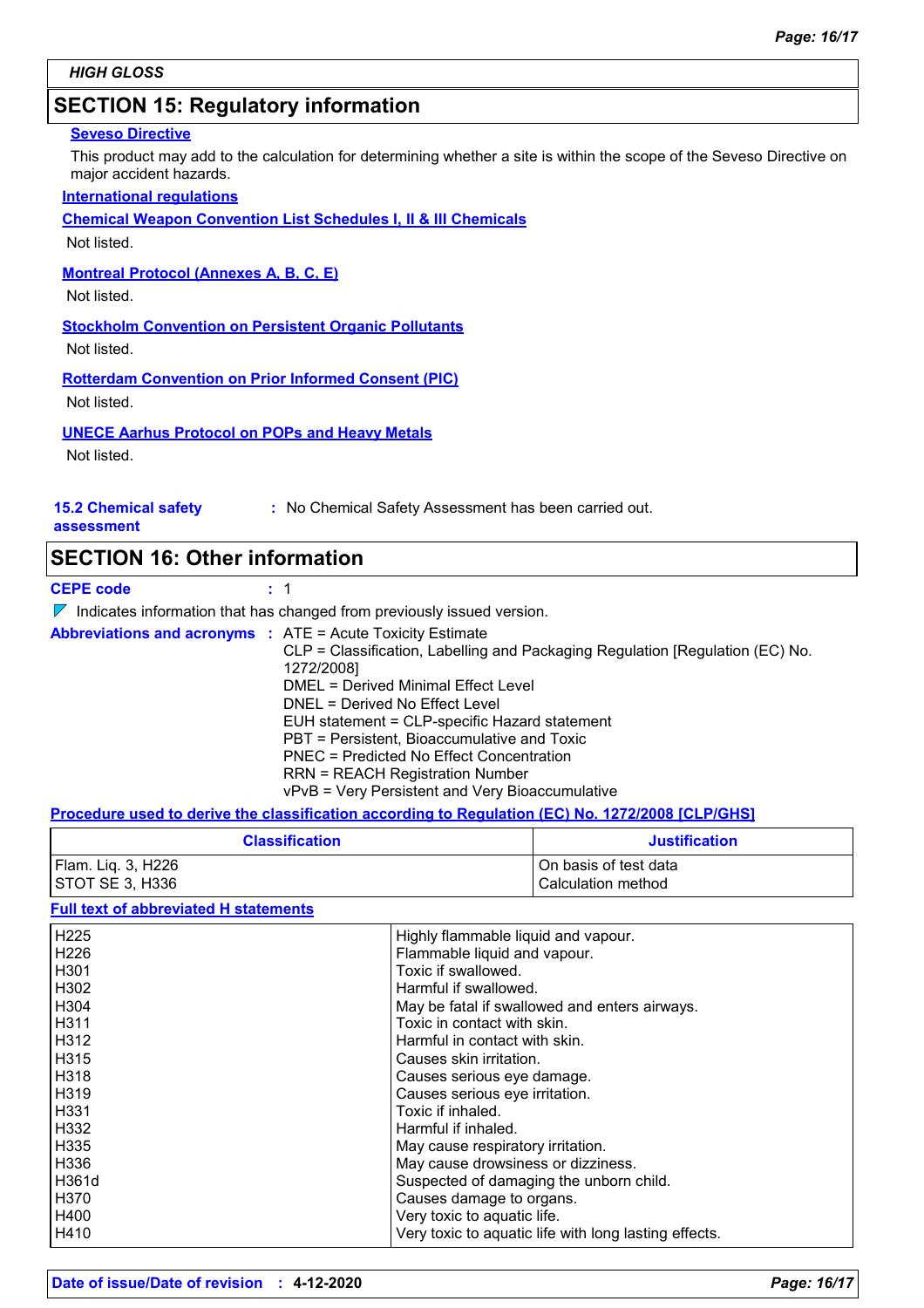## SECTION 15: Regulatory information

**Seveso Directive**

This product may add to the calculation for determining whether a site is within the scope of the Seveso Directive on major accident hazards.

**International regulations**

**Chemical Weapon Convention List Schedules I, II & III Chemicals**

Not listed.

**Montreal Protocol (Annexes A, B, C, E)**

Not listed.

**Stockholm Convention on Persistent Organic Pollutants**

Not listed.

**Rotterdam Convention on Prior Informed Consent (PIC)**

Not listed.

**UNECE Aarhus Protocol on POPs and Heavy Metals**

Not listed.

**15.2 Chemical safety assessment** : No Chemical Safety Assessment has been carried out.

## SECTION 16: Other information

**CEPE code** : 1

Indicates information that has changed from previously issued version.

**Abbreviations and acronyms** : ATE = Acute Toxicity Estimate
CLP = Classification, Labelling and Packaging Regulation [Regulation (EC) No. 1272/2008]
DMEL = Derived Minimal Effect Level
DNEL = Derived No Effect Level
EUH statement = CLP-specific Hazard statement
PBT = Persistent, Bioaccumulative and Toxic
PNEC = Predicted No Effect Concentration
RRN = REACH Registration Number
vPvB = Very Persistent and Very Bioaccumulative

**Procedure used to derive the classification according to Regulation (EC) No. 1272/2008 [CLP/GHS]**

| Classification | Justification |
|---|---|
| Flam. Liq. 3, H226 | On basis of test data |
| STOT SE 3, H336 | Calculation method |

**Full text of abbreviated H statements**

| | |
|---|---|
| H225 | Highly flammable liquid and vapour. |
| H226 | Flammable liquid and vapour. |
| H301 | Toxic if swallowed. |
| H302 | Harmful if swallowed. |
| H304 | May be fatal if swallowed and enters airways. |
| H311 | Toxic in contact with skin. |
| H312 | Harmful in contact with skin. |
| H315 | Causes skin irritation. |
| H318 | Causes serious eye damage. |
| H319 | Causes serious eye irritation. |
| H331 | Toxic if inhaled. |
| H332 | Harmful if inhaled. |
| H335 | May cause respiratory irritation. |
| H336 | May cause drowsiness or dizziness. |
| H361d | Suspected of damaging the unborn child. |
| H370 | Causes damage to organs. |
| H400 | Very toxic to aquatic life. |
| H410 | Very toxic to aquatic life with long lasting effects. |

**Date of issue/Date of revision** : **4-12-2020**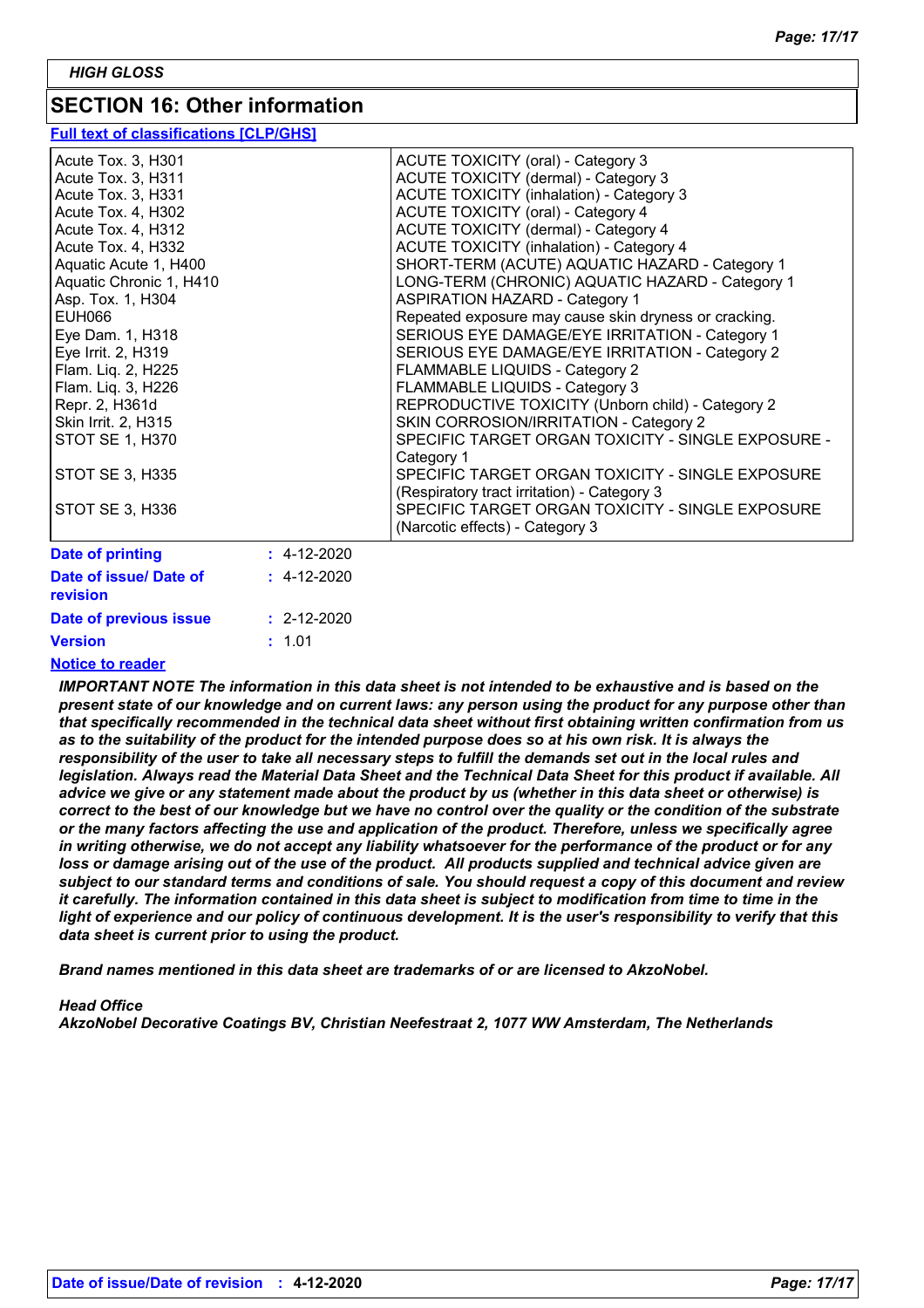HIGH GLOSS

## SECTION 16: Other information

**Full text of classifications [CLP/GHS]**

| | |
|---|---|
| Acute Tox. 3, H301 | ACUTE TOXICITY (oral) - Category 3 |
| Acute Tox. 3, H311 | ACUTE TOXICITY (dermal) - Category 3 |
| Acute Tox. 3, H331 | ACUTE TOXICITY (inhalation) - Category 3 |
| Acute Tox. 4, H302 | ACUTE TOXICITY (oral) - Category 4 |
| Acute Tox. 4, H312 | ACUTE TOXICITY (dermal) - Category 4 |
| Acute Tox. 4, H332 | ACUTE TOXICITY (inhalation) - Category 4 |
| Aquatic Acute 1, H400 | SHORT-TERM (ACUTE) AQUATIC HAZARD - Category 1 |
| Aquatic Chronic 1, H410 | LONG-TERM (CHRONIC) AQUATIC HAZARD - Category 1 |
| Asp. Tox. 1, H304 | ASPIRATION HAZARD - Category 1 |
| EUH066 | Repeated exposure may cause skin dryness or cracking. |
| Eye Dam. 1, H318 | SERIOUS EYE DAMAGE/EYE IRRITATION - Category 1 |
| Eye Irrit. 2, H319 | SERIOUS EYE DAMAGE/EYE IRRITATION - Category 2 |
| Flam. Liq. 2, H225 | FLAMMABLE LIQUIDS - Category 2 |
| Flam. Liq. 3, H226 | FLAMMABLE LIQUIDS - Category 3 |
| Repr. 2, H361d | REPRODUCTIVE TOXICITY (Unborn child) - Category 2 |
| Skin Irrit. 2, H315 | SKIN CORROSION/IRRITATION - Category 2 |
| STOT SE 1, H370 | SPECIFIC TARGET ORGAN TOXICITY - SINGLE EXPOSURE - Category 1 |
| STOT SE 3, H335 | SPECIFIC TARGET ORGAN TOXICITY - SINGLE EXPOSURE (Respiratory tract irritation) - Category 3 |
| STOT SE 3, H336 | SPECIFIC TARGET ORGAN TOXICITY - SINGLE EXPOSURE (Narcotic effects) - Category 3 |

**Date of printing** : 4-12-2020

**Date of issue/ Date of revision** : 4-12-2020

**Date of previous issue** : 2-12-2020

**Version** : 1.01

**Notice to reader**

***IMPORTANT NOTE The information in this data sheet is not intended to be exhaustive and is based on the present state of our knowledge and on current laws: any person using the product for any purpose other than that specifically recommended in the technical data sheet without first obtaining written confirmation from us as to the suitability of the product for the intended purpose does so at his own risk. It is always the responsibility of the user to take all necessary steps to fulfill the demands set out in the local rules and legislation. Always read the Material Data Sheet and the Technical Data Sheet for this product if available. All advice we give or any statement made about the product by us (whether in this data sheet or otherwise) is correct to the best of our knowledge but we have no control over the quality or the condition of the substrate or the many factors affecting the use and application of the product. Therefore, unless we specifically agree in writing otherwise, we do not accept any liability whatsoever for the performance of the product or for any loss or damage arising out of the use of the product. All products supplied and technical advice given are subject to our standard terms and conditions of sale. You should request a copy of this document and review it carefully. The information contained in this data sheet is subject to modification from time to time in the light of experience and our policy of continuous development. It is the user's responsibility to verify that this data sheet is current prior to using the product.***

***Brand names mentioned in this data sheet are trademarks of or are licensed to AkzoNobel.***

***Head Office***
***AkzoNobel Decorative Coatings BV, Christian Neefestraat 2, 1077 WW Amsterdam, The Netherlands***